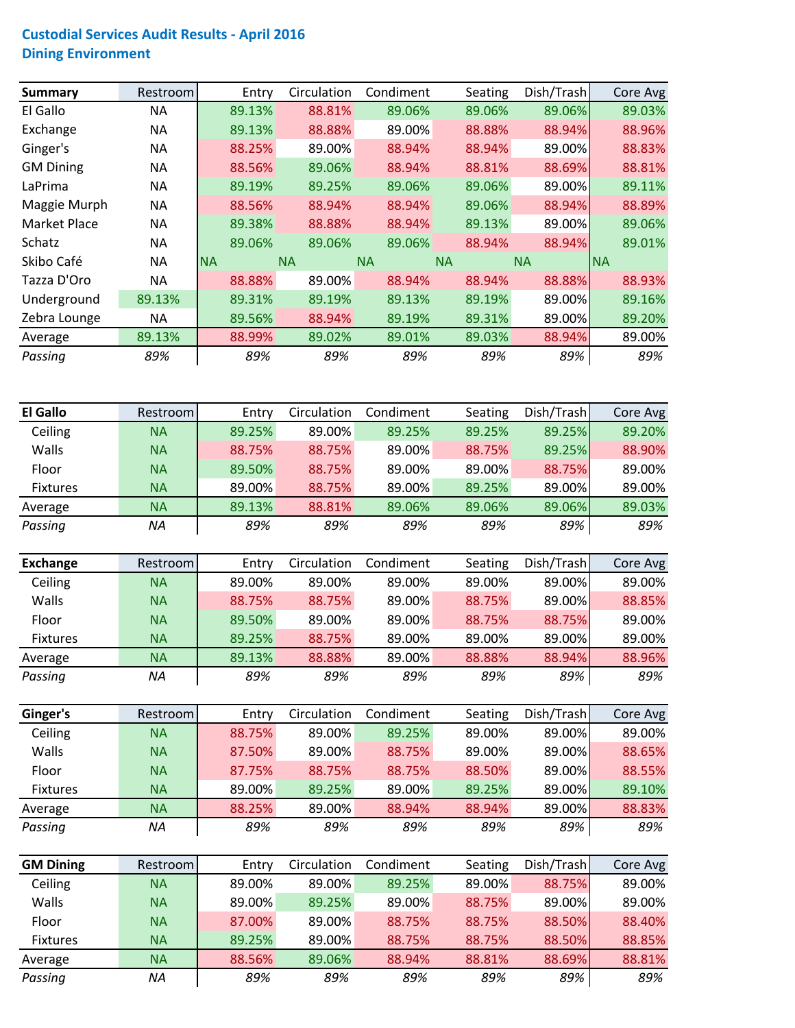**Custodial Services Audit Results - April 2016**
**Dining Environment**

| Summary | Restroom | Entry | Circulation | Condiment | Seating | Dish/Trash | Core Avg |
|---|---|---|---|---|---|---|---|
| El Gallo | NA | 89.13% | 88.81% | 89.06% | 89.06% | 89.06% | 89.03% |
| Exchange | NA | 89.13% | 88.88% | 89.00% | 88.88% | 88.94% | 88.96% |
| Ginger's | NA | 88.25% | 89.00% | 88.94% | 88.94% | 89.00% | 88.83% |
| GM Dining | NA | 88.56% | 89.06% | 88.94% | 88.81% | 88.69% | 88.81% |
| LaPrima | NA | 89.19% | 89.25% | 89.06% | 89.06% | 89.00% | 89.11% |
| Maggie Murph | NA | 88.56% | 88.94% | 88.94% | 89.06% | 88.94% | 88.89% |
| Market Place | NA | 89.38% | 88.88% | 88.94% | 89.13% | 89.00% | 89.06% |
| Schatz | NA | 89.06% | 89.06% | 89.06% | 88.94% | 88.94% | 89.01% |
| Skibo Café | NA | NA | NA | NA | NA | NA | NA |
| Tazza D'Oro | NA | 88.88% | 89.00% | 88.94% | 88.94% | 88.88% | 88.93% |
| Underground | 89.13% | 89.31% | 89.19% | 89.13% | 89.19% | 89.00% | 89.16% |
| Zebra Lounge | NA | 89.56% | 88.94% | 89.19% | 89.31% | 89.00% | 89.20% |
| Average | 89.13% | 88.99% | 89.02% | 89.01% | 89.03% | 88.94% | 89.00% |
| *Passing* | *89%* | *89%* | *89%* | *89%* | *89%* | *89%* | *89%* |

| El Gallo | Restroom | Entry | Circulation | Condiment | Seating | Dish/Trash | Core Avg |
|---|---|---|---|---|---|---|---|
| Ceiling | NA | 89.25% | 89.00% | 89.25% | 89.25% | 89.25% | 89.20% |
| Walls | NA | 88.75% | 88.75% | 89.00% | 88.75% | 89.25% | 88.90% |
| Floor | NA | 89.50% | 88.75% | 89.00% | 89.00% | 88.75% | 89.00% |
| Fixtures | NA | 89.00% | 88.75% | 89.00% | 89.25% | 89.00% | 89.00% |
| Average | NA | 89.13% | 88.81% | 89.06% | 89.06% | 89.06% | 89.03% |
| *Passing* | *NA* | *89%* | *89%* | *89%* | *89%* | *89%* | *89%* |

| Exchange | Restroom | Entry | Circulation | Condiment | Seating | Dish/Trash | Core Avg |
|---|---|---|---|---|---|---|---|
| Ceiling | NA | 89.00% | 89.00% | 89.00% | 89.00% | 89.00% | 89.00% |
| Walls | NA | 88.75% | 88.75% | 89.00% | 88.75% | 89.00% | 88.85% |
| Floor | NA | 89.50% | 89.00% | 89.00% | 88.75% | 88.75% | 89.00% |
| Fixtures | NA | 89.25% | 88.75% | 89.00% | 89.00% | 89.00% | 89.00% |
| Average | NA | 89.13% | 88.88% | 89.00% | 88.88% | 88.94% | 88.96% |
| *Passing* | *NA* | *89%* | *89%* | *89%* | *89%* | *89%* | *89%* |

| Ginger's | Restroom | Entry | Circulation | Condiment | Seating | Dish/Trash | Core Avg |
|---|---|---|---|---|---|---|---|
| Ceiling | NA | 88.75% | 89.00% | 89.25% | 89.00% | 89.00% | 89.00% |
| Walls | NA | 87.50% | 89.00% | 88.75% | 89.00% | 89.00% | 88.65% |
| Floor | NA | 87.75% | 88.75% | 88.75% | 88.50% | 89.00% | 88.55% |
| Fixtures | NA | 89.00% | 89.25% | 89.00% | 89.25% | 89.00% | 89.10% |
| Average | NA | 88.25% | 89.00% | 88.94% | 88.94% | 89.00% | 88.83% |
| *Passing* | *NA* | *89%* | *89%* | *89%* | *89%* | *89%* | *89%* |

| GM Dining | Restroom | Entry | Circulation | Condiment | Seating | Dish/Trash | Core Avg |
|---|---|---|---|---|---|---|---|
| Ceiling | NA | 89.00% | 89.00% | 89.25% | 89.00% | 88.75% | 89.00% |
| Walls | NA | 89.00% | 89.25% | 89.00% | 88.75% | 89.00% | 89.00% |
| Floor | NA | 87.00% | 89.00% | 88.75% | 88.75% | 88.50% | 88.40% |
| Fixtures | NA | 89.25% | 89.00% | 88.75% | 88.75% | 88.50% | 88.85% |
| Average | NA | 88.56% | 89.06% | 88.94% | 88.81% | 88.69% | 88.81% |
| *Passing* | *NA* | *89%* | *89%* | *89%* | *89%* | *89%* | *89%* |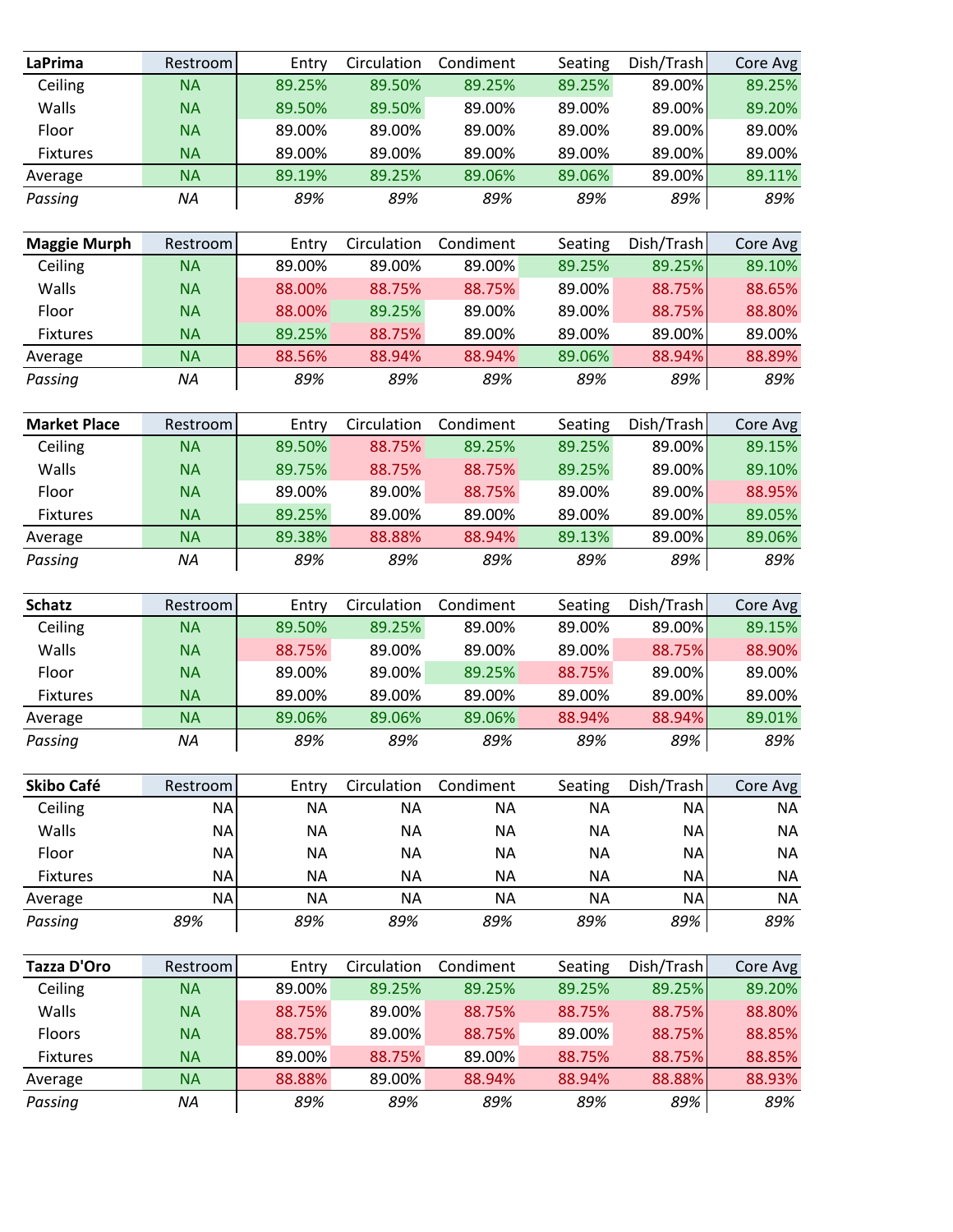| LaPrima | Restroom | Entry | Circulation | Condiment | Seating | Dish/Trash | Core Avg |
|---|---|---|---|---|---|---|---|
| Ceiling | NA | 89.25% | 89.50% | 89.25% | 89.25% | 89.00% | 89.25% |
| Walls | NA | 89.50% | 89.50% | 89.00% | 89.00% | 89.00% | 89.20% |
| Floor | NA | 89.00% | 89.00% | 89.00% | 89.00% | 89.00% | 89.00% |
| Fixtures | NA | 89.00% | 89.00% | 89.00% | 89.00% | 89.00% | 89.00% |
| Average | NA | 89.19% | 89.25% | 89.06% | 89.06% | 89.00% | 89.11% |
| *Passing* | *NA* | *89%* | *89%* | *89%* | *89%* | *89%* | *89%* |

| Maggie Murph | Restroom | Entry | Circulation | Condiment | Seating | Dish/Trash | Core Avg |
|---|---|---|---|---|---|---|---|
| Ceiling | NA | 89.00% | 89.00% | 89.00% | 89.25% | 89.25% | 89.10% |
| Walls | NA | 88.00% | 88.75% | 88.75% | 89.00% | 88.75% | 88.65% |
| Floor | NA | 88.00% | 89.25% | 89.00% | 89.00% | 88.75% | 88.80% |
| Fixtures | NA | 89.25% | 88.75% | 89.00% | 89.00% | 89.00% | 89.00% |
| Average | NA | 88.56% | 88.94% | 88.94% | 89.06% | 88.94% | 88.89% |
| *Passing* | *NA* | *89%* | *89%* | *89%* | *89%* | *89%* | *89%* |

| Market Place | Restroom | Entry | Circulation | Condiment | Seating | Dish/Trash | Core Avg |
|---|---|---|---|---|---|---|---|
| Ceiling | NA | 89.50% | 88.75% | 89.25% | 89.25% | 89.00% | 89.15% |
| Walls | NA | 89.75% | 88.75% | 88.75% | 89.25% | 89.00% | 89.10% |
| Floor | NA | 89.00% | 89.00% | 88.75% | 89.00% | 89.00% | 88.95% |
| Fixtures | NA | 89.25% | 89.00% | 89.00% | 89.00% | 89.00% | 89.05% |
| Average | NA | 89.38% | 88.88% | 88.94% | 89.13% | 89.00% | 89.06% |
| *Passing* | *NA* | *89%* | *89%* | *89%* | *89%* | *89%* | *89%* |

| Schatz | Restroom | Entry | Circulation | Condiment | Seating | Dish/Trash | Core Avg |
|---|---|---|---|---|---|---|---|
| Ceiling | NA | 89.50% | 89.25% | 89.00% | 89.00% | 89.00% | 89.15% |
| Walls | NA | 88.75% | 89.00% | 89.00% | 89.00% | 88.75% | 88.90% |
| Floor | NA | 89.00% | 89.00% | 89.25% | 88.75% | 89.00% | 89.00% |
| Fixtures | NA | 89.00% | 89.00% | 89.00% | 89.00% | 89.00% | 89.00% |
| Average | NA | 89.06% | 89.06% | 89.06% | 88.94% | 88.94% | 89.01% |
| *Passing* | *NA* | *89%* | *89%* | *89%* | *89%* | *89%* | *89%* |

| Skibo Café | Restroom | Entry | Circulation | Condiment | Seating | Dish/Trash | Core Avg |
|---|---|---|---|---|---|---|---|
| Ceiling | NA | NA | NA | NA | NA | NA | NA |
| Walls | NA | NA | NA | NA | NA | NA | NA |
| Floor | NA | NA | NA | NA | NA | NA | NA |
| Fixtures | NA | NA | NA | NA | NA | NA | NA |
| Average | NA | NA | NA | NA | NA | NA | NA |
| *Passing* | *89%* | *89%* | *89%* | *89%* | *89%* | *89%* | *89%* |

| Tazza D'Oro | Restroom | Entry | Circulation | Condiment | Seating | Dish/Trash | Core Avg |
|---|---|---|---|---|---|---|---|
| Ceiling | NA | 89.00% | 89.25% | 89.25% | 89.25% | 89.25% | 89.20% |
| Walls | NA | 88.75% | 89.00% | 88.75% | 88.75% | 88.75% | 88.80% |
| Floors | NA | 88.75% | 89.00% | 88.75% | 89.00% | 88.75% | 88.85% |
| Fixtures | NA | 89.00% | 88.75% | 89.00% | 88.75% | 88.75% | 88.85% |
| Average | NA | 88.88% | 89.00% | 88.94% | 88.94% | 88.88% | 88.93% |
| *Passing* | *NA* | *89%* | *89%* | *89%* | *89%* | *89%* | *89%* |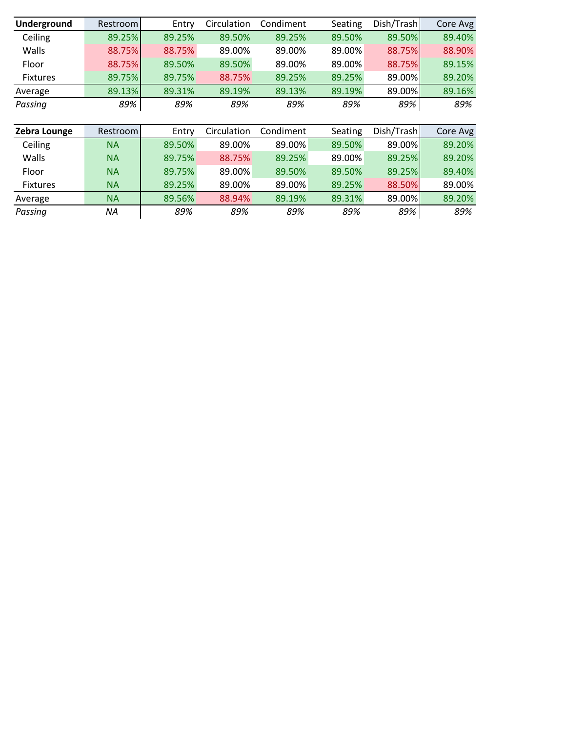| Underground | Restroom | Entry | Circulation | Condiment | Seating | Dish/Trash | Core Avg |
|---|---|---|---|---|---|---|---|
| Ceiling | 89.25% | 89.25% | 89.50% | 89.25% | 89.50% | 89.50% | 89.40% |
| Walls | 88.75% | 88.75% | 89.00% | 89.00% | 89.00% | 88.75% | 88.90% |
| Floor | 88.75% | 89.50% | 89.50% | 89.00% | 89.00% | 88.75% | 89.15% |
| Fixtures | 89.75% | 89.75% | 88.75% | 89.25% | 89.25% | 89.00% | 89.20% |
| Average | 89.13% | 89.31% | 89.19% | 89.13% | 89.19% | 89.00% | 89.16% |
| *Passing* | *89%* | *89%* | *89%* | *89%* | *89%* | *89%* | *89%* |

| Zebra Lounge | Restroom | Entry | Circulation | Condiment | Seating | Dish/Trash | Core Avg |
|---|---|---|---|---|---|---|---|
| Ceiling | NA | 89.50% | 89.00% | 89.00% | 89.50% | 89.00% | 89.20% |
| Walls | NA | 89.75% | 88.75% | 89.25% | 89.00% | 89.25% | 89.20% |
| Floor | NA | 89.75% | 89.00% | 89.50% | 89.50% | 89.25% | 89.40% |
| Fixtures | NA | 89.25% | 89.00% | 89.00% | 89.25% | 88.50% | 89.00% |
| Average | NA | 89.56% | 88.94% | 89.19% | 89.31% | 89.00% | 89.20% |
| *Passing* | *NA* | *89%* | *89%* | *89%* | *89%* | *89%* | *89%* |